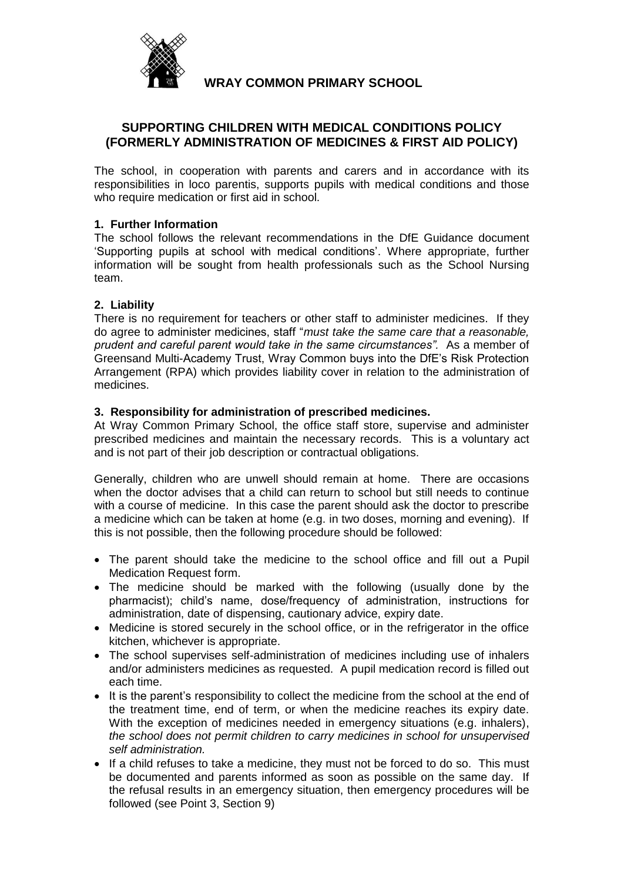**WRAY COMMON PRIMARY SCHOOL**

# SUPPORTING CHILDREN WITH MEDICAL CONDITIONS POLICY (FORMERLY ADMINISTRATION OF MEDICINES & FIRST AID POLICY)

The school, in cooperation with parents and carers and in accordance with its responsibilities in loco parentis, supports pupils with medical conditions and those who require medication or first aid in school.

## 1. Further Information

The school follows the relevant recommendations in the DfE Guidance document 'Supporting pupils at school with medical conditions'. Where appropriate, further information will be sought from health professionals such as the School Nursing team.

## 2. Liability

There is no requirement for teachers or other staff to administer medicines. If they do agree to administer medicines, staff "*must take the same care that a reasonable, prudent and careful parent would take in the same circumstances".* As a member of Greensand Multi-Academy Trust, Wray Common buys into the DfE's Risk Protection Arrangement (RPA) which provides liability cover in relation to the administration of medicines.

## 3. Responsibility for administration of prescribed medicines.

At Wray Common Primary School, the office staff store, supervise and administer prescribed medicines and maintain the necessary records. This is a voluntary act and is not part of their job description or contractual obligations.

Generally, children who are unwell should remain at home. There are occasions when the doctor advises that a child can return to school but still needs to continue with a course of medicine. In this case the parent should ask the doctor to prescribe a medicine which can be taken at home (e.g. in two doses, morning and evening). If this is not possible, then the following procedure should be followed:

- The parent should take the medicine to the school office and fill out a Pupil Medication Request form.
- The medicine should be marked with the following (usually done by the pharmacist); child's name, dose/frequency of administration, instructions for administration, date of dispensing, cautionary advice, expiry date.
- Medicine is stored securely in the school office, or in the refrigerator in the office kitchen, whichever is appropriate.
- The school supervises self-administration of medicines including use of inhalers and/or administers medicines as requested. A pupil medication record is filled out each time.
- It is the parent's responsibility to collect the medicine from the school at the end of the treatment time, end of term, or when the medicine reaches its expiry date. With the exception of medicines needed in emergency situations (e.g. inhalers), *the school does not permit children to carry medicines in school for unsupervised self administration.*
- If a child refuses to take a medicine, they must not be forced to do so. This must be documented and parents informed as soon as possible on the same day. If the refusal results in an emergency situation, then emergency procedures will be followed (see Point 3, Section 9)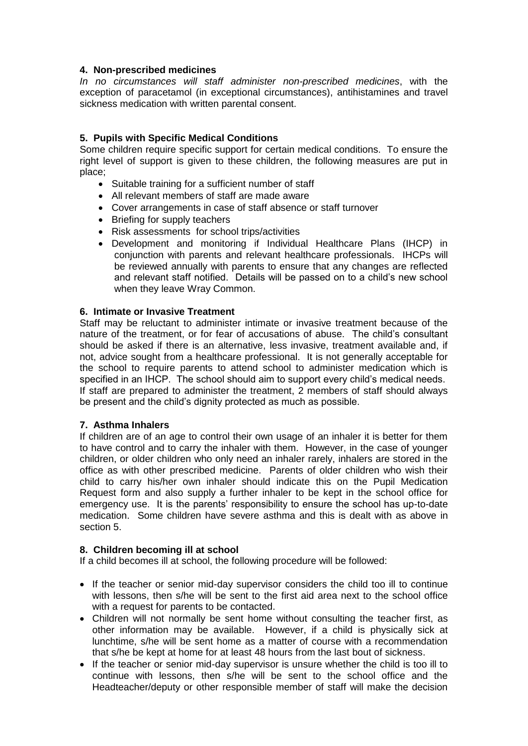#### 4. Non-prescribed medicines

*In no circumstances will staff administer non-prescribed medicines*, with the exception of paracetamol (in exceptional circumstances), antihistamines and travel sickness medication with written parental consent.

#### 5. Pupils with Specific Medical Conditions

Some children require specific support for certain medical conditions. To ensure the right level of support is given to these children, the following measures are put in place;

- Suitable training for a sufficient number of staff
- All relevant members of staff are made aware
- Cover arrangements in case of staff absence or staff turnover
- Briefing for supply teachers
- Risk assessments for school trips/activities
- Development and monitoring if Individual Healthcare Plans (IHCP) in conjunction with parents and relevant healthcare professionals. IHCPs will be reviewed annually with parents to ensure that any changes are reflected and relevant staff notified. Details will be passed on to a child's new school when they leave Wray Common.

#### 6. Intimate or Invasive Treatment

Staff may be reluctant to administer intimate or invasive treatment because of the nature of the treatment, or for fear of accusations of abuse. The child's consultant should be asked if there is an alternative, less invasive, treatment available and, if not, advice sought from a healthcare professional. It is not generally acceptable for the school to require parents to attend school to administer medication which is specified in an IHCP. The school should aim to support every child's medical needs. If staff are prepared to administer the treatment, 2 members of staff should always be present and the child's dignity protected as much as possible.

#### 7. Asthma Inhalers

If children are of an age to control their own usage of an inhaler it is better for them to have control and to carry the inhaler with them. However, in the case of younger children, or older children who only need an inhaler rarely, inhalers are stored in the office as with other prescribed medicine. Parents of older children who wish their child to carry his/her own inhaler should indicate this on the Pupil Medication Request form and also supply a further inhaler to be kept in the school office for emergency use. It is the parents' responsibility to ensure the school has up-to-date medication. Some children have severe asthma and this is dealt with as above in section 5.

#### 8. Children becoming ill at school

If a child becomes ill at school, the following procedure will be followed:

- If the teacher or senior mid-day supervisor considers the child too ill to continue with lessons, then s/he will be sent to the first aid area next to the school office with a request for parents to be contacted.
- Children will not normally be sent home without consulting the teacher first, as other information may be available. However, if a child is physically sick at lunchtime, s/he will be sent home as a matter of course with a recommendation that s/he be kept at home for at least 48 hours from the last bout of sickness.
- If the teacher or senior mid-day supervisor is unsure whether the child is too ill to continue with lessons, then s/he will be sent to the school office and the Headteacher/deputy or other responsible member of staff will make the decision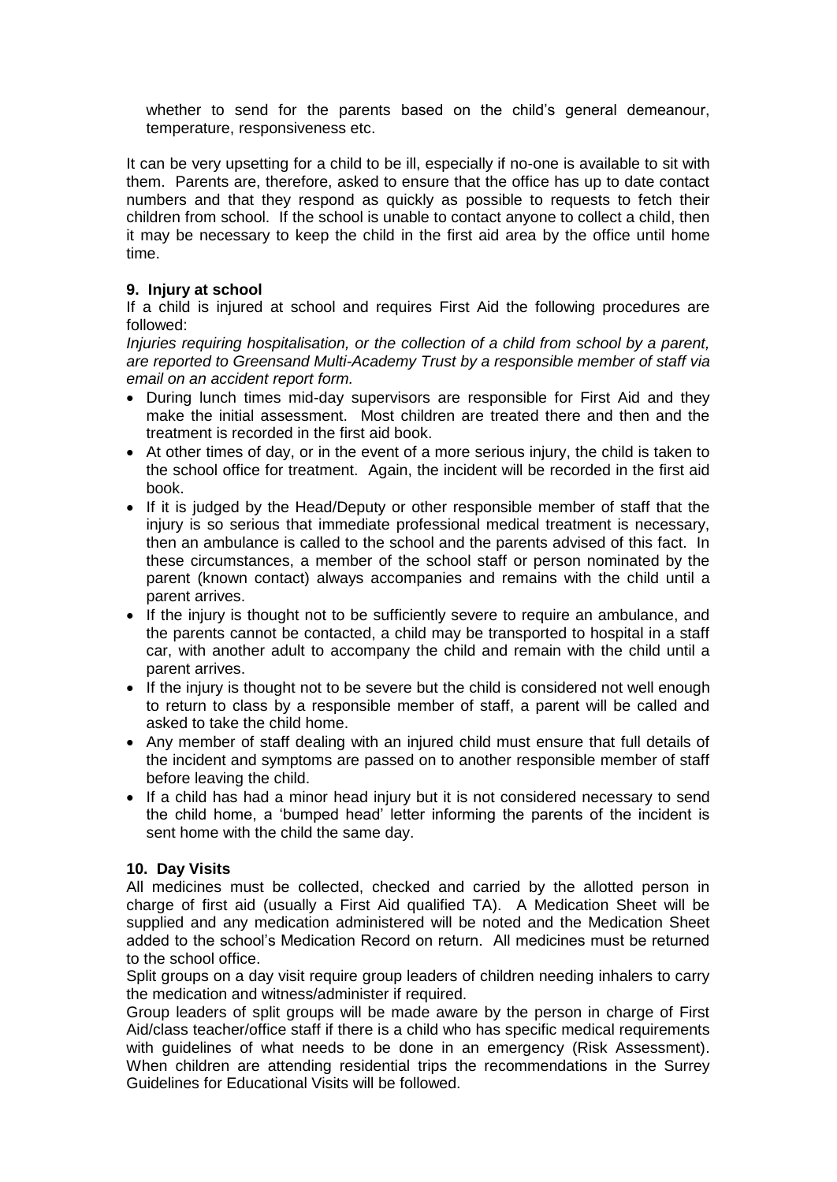whether to send for the parents based on the child's general demeanour, temperature, responsiveness etc.

It can be very upsetting for a child to be ill, especially if no-one is available to sit with them. Parents are, therefore, asked to ensure that the office has up to date contact numbers and that they respond as quickly as possible to requests to fetch their children from school. If the school is unable to contact anyone to collect a child, then it may be necessary to keep the child in the first aid area by the office until home time.

**9. Injury at school**

If a child is injured at school and requires First Aid the following procedures are followed:

*Injuries requiring hospitalisation, or the collection of a child from school by a parent, are reported to Greensand Multi-Academy Trust by a responsible member of staff via email on an accident report form.*

- During lunch times mid-day supervisors are responsible for First Aid and they make the initial assessment. Most children are treated there and then and the treatment is recorded in the first aid book.
- At other times of day, or in the event of a more serious injury, the child is taken to the school office for treatment. Again, the incident will be recorded in the first aid book.
- If it is judged by the Head/Deputy or other responsible member of staff that the injury is so serious that immediate professional medical treatment is necessary, then an ambulance is called to the school and the parents advised of this fact. In these circumstances, a member of the school staff or person nominated by the parent (known contact) always accompanies and remains with the child until a parent arrives.
- If the injury is thought not to be sufficiently severe to require an ambulance, and the parents cannot be contacted, a child may be transported to hospital in a staff car, with another adult to accompany the child and remain with the child until a parent arrives.
- If the injury is thought not to be severe but the child is considered not well enough to return to class by a responsible member of staff, a parent will be called and asked to take the child home.
- Any member of staff dealing with an injured child must ensure that full details of the incident and symptoms are passed on to another responsible member of staff before leaving the child.
- If a child has had a minor head injury but it is not considered necessary to send the child home, a 'bumped head' letter informing the parents of the incident is sent home with the child the same day.

**10. Day Visits**

All medicines must be collected, checked and carried by the allotted person in charge of first aid (usually a First Aid qualified TA). A Medication Sheet will be supplied and any medication administered will be noted and the Medication Sheet added to the school's Medication Record on return. All medicines must be returned to the school office.

Split groups on a day visit require group leaders of children needing inhalers to carry the medication and witness/administer if required.

Group leaders of split groups will be made aware by the person in charge of First Aid/class teacher/office staff if there is a child who has specific medical requirements with guidelines of what needs to be done in an emergency (Risk Assessment). When children are attending residential trips the recommendations in the Surrey Guidelines for Educational Visits will be followed.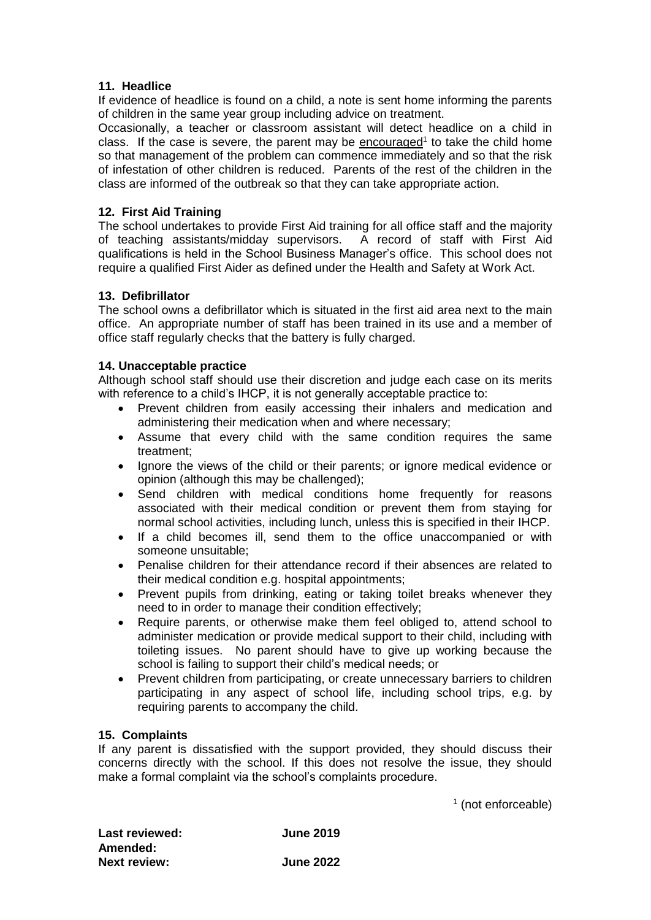### 11. Headlice

If evidence of headlice is found on a child, a note is sent home informing the parents of children in the same year group including advice on treatment.

Occasionally, a teacher or classroom assistant will detect headlice on a child in class. If the case is severe, the parent may be encouraged[1] to take the child home so that management of the problem can commence immediately and so that the risk of infestation of other children is reduced. Parents of the rest of the children in the class are informed of the outbreak so that they can take appropriate action.

### 12. First Aid Training

The school undertakes to provide First Aid training for all office staff and the majority of teaching assistants/midday supervisors. A record of staff with First Aid qualifications is held in the School Business Manager's office. This school does not require a qualified First Aider as defined under the Health and Safety at Work Act.

### 13. Defibrillator

The school owns a defibrillator which is situated in the first aid area next to the main office. An appropriate number of staff has been trained in its use and a member of office staff regularly checks that the battery is fully charged.

### 14. Unacceptable practice

Although school staff should use their discretion and judge each case on its merits with reference to a child's IHCP, it is not generally acceptable practice to:

- Prevent children from easily accessing their inhalers and medication and administering their medication when and where necessary;
- Assume that every child with the same condition requires the same treatment;
- Ignore the views of the child or their parents; or ignore medical evidence or opinion (although this may be challenged);
- Send children with medical conditions home frequently for reasons associated with their medical condition or prevent them from staying for normal school activities, including lunch, unless this is specified in their IHCP.
- If a child becomes ill, send them to the office unaccompanied or with someone unsuitable;
- Penalise children for their attendance record if their absences are related to their medical condition e.g. hospital appointments;
- Prevent pupils from drinking, eating or taking toilet breaks whenever they need to in order to manage their condition effectively;
- Require parents, or otherwise make them feel obliged to, attend school to administer medication or provide medical support to their child, including with toileting issues. No parent should have to give up working because the school is failing to support their child's medical needs; or
- Prevent children from participating, or create unnecessary barriers to children participating in any aspect of school life, including school trips, e.g. by requiring parents to accompany the child.

### 15. Complaints

If any parent is dissatisfied with the support provided, they should discuss their concerns directly with the school. If this does not resolve the issue, they should make a formal complaint via the school's complaints procedure.

[1] (not enforceable)

**Last reviewed:** **June 2019**
**Amended:**
**Next review:** **June 2022**